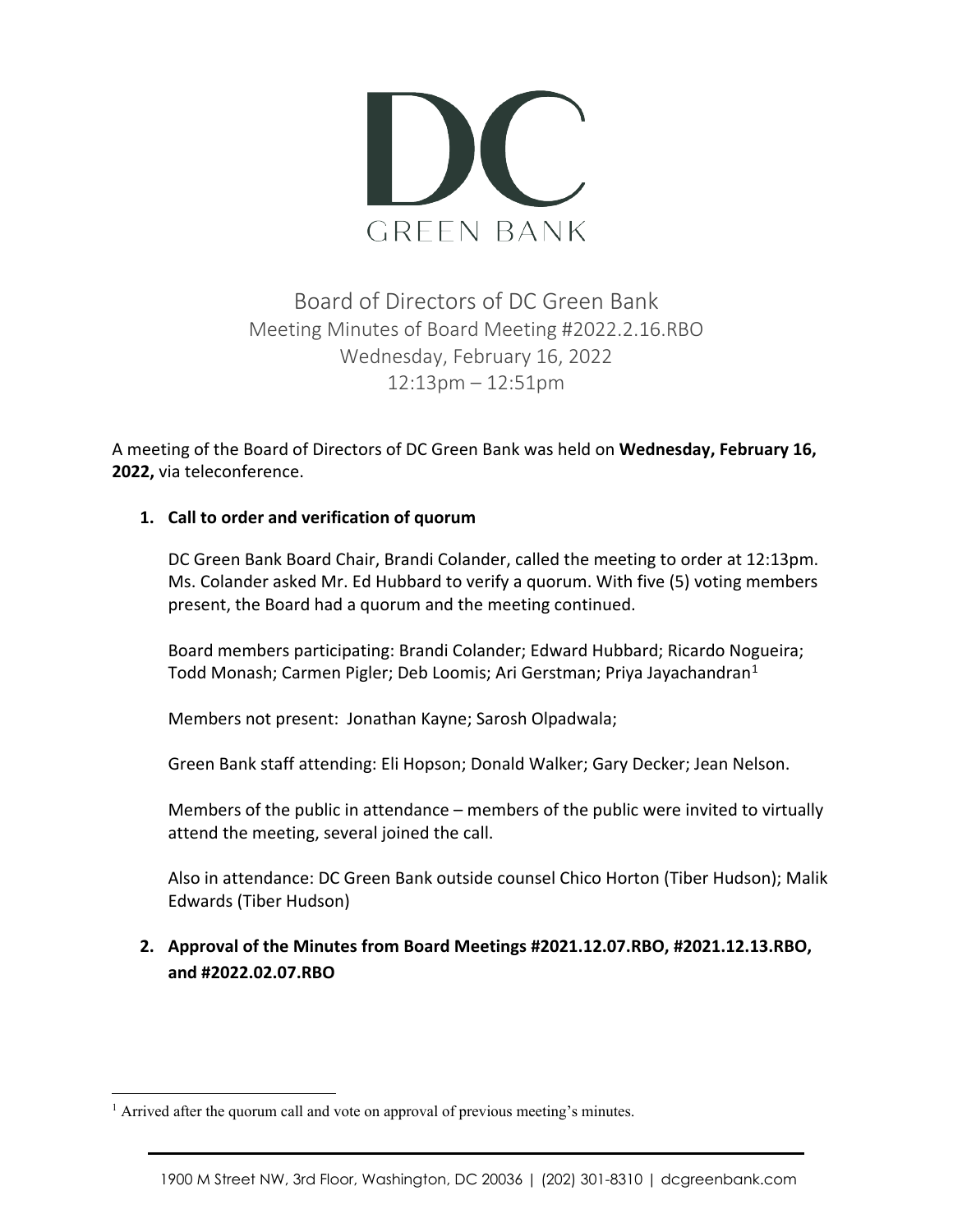DC GREEN BANK

# Board of Directors of DC Green Bank

## Meeting Minutes of Board Meeting #2022.2.16.RBO

Wednesday, February 16, 2022

12:13pm – 12:51pm

A meeting of the Board of Directors of DC Green Bank was held on **Wednesday, February 16, 2022,** via teleconference.

1. **Call to order and verification of quorum**

   DC Green Bank Board Chair, Brandi Colander, called the meeting to order at 12:13pm. Ms. Colander asked Mr. Ed Hubbard to verify a quorum. With five (5) voting members present, the Board had a quorum and the meeting continued.

   Board members participating: Brandi Colander; Edward Hubbard; Ricardo Nogueira; Todd Monash; Carmen Pigler; Deb Loomis; Ari Gerstman; Priya Jayachandran[1]

   Members not present: Jonathan Kayne; Sarosh Olpadwala;

   Green Bank staff attending: Eli Hopson; Donald Walker; Gary Decker; Jean Nelson.

   Members of the public in attendance – members of the public were invited to virtually attend the meeting, several joined the call.

   Also in attendance: DC Green Bank outside counsel Chico Horton (Tiber Hudson); Malik Edwards (Tiber Hudson)

2. **Approval of the Minutes from Board Meetings #2021.12.07.RBO, #2021.12.13.RBO, and #2022.02.07.RBO**

[1] Arrived after the quorum call and vote on approval of previous meeting's minutes.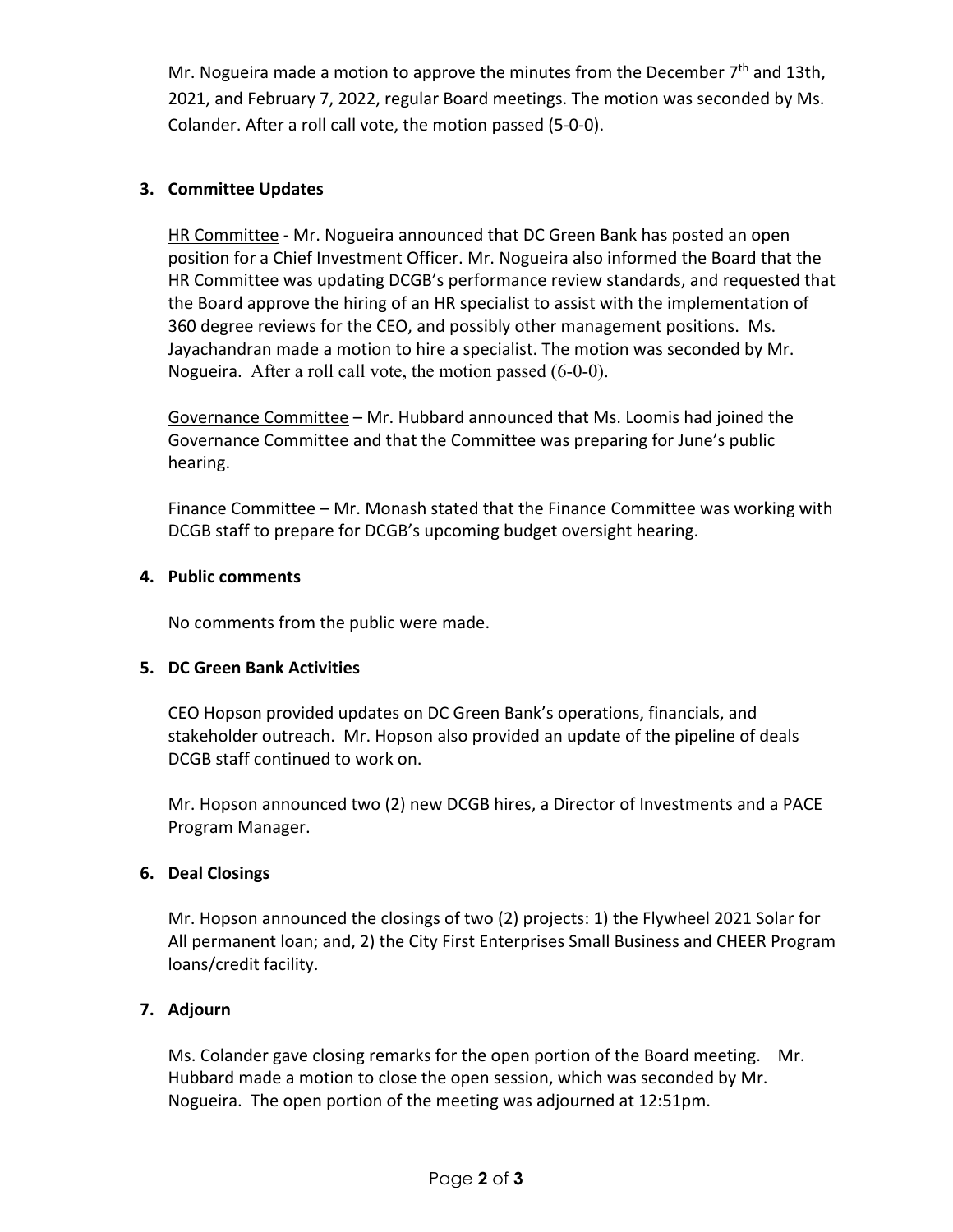Mr. Nogueira made a motion to approve the minutes from the December 7th and 13th, 2021, and February 7, 2022, regular Board meetings. The motion was seconded by Ms. Colander. After a roll call vote, the motion passed (5-0-0).

**3. Committee Updates**

HR Committee - Mr. Nogueira announced that DC Green Bank has posted an open position for a Chief Investment Officer. Mr. Nogueira also informed the Board that the HR Committee was updating DCGB's performance review standards, and requested that the Board approve the hiring of an HR specialist to assist with the implementation of 360 degree reviews for the CEO, and possibly other management positions. Ms. Jayachandran made a motion to hire a specialist. The motion was seconded by Mr. Nogueira. After a roll call vote, the motion passed (6-0-0).

Governance Committee – Mr. Hubbard announced that Ms. Loomis had joined the Governance Committee and that the Committee was preparing for June's public hearing.

Finance Committee – Mr. Monash stated that the Finance Committee was working with DCGB staff to prepare for DCGB's upcoming budget oversight hearing.

**4. Public comments**

No comments from the public were made.

**5. DC Green Bank Activities**

CEO Hopson provided updates on DC Green Bank's operations, financials, and stakeholder outreach. Mr. Hopson also provided an update of the pipeline of deals DCGB staff continued to work on.

Mr. Hopson announced two (2) new DCGB hires, a Director of Investments and a PACE Program Manager.

**6. Deal Closings**

Mr. Hopson announced the closings of two (2) projects: 1) the Flywheel 2021 Solar for All permanent loan; and, 2) the City First Enterprises Small Business and CHEER Program loans/credit facility.

**7. Adjourn**

Ms. Colander gave closing remarks for the open portion of the Board meeting. Mr. Hubbard made a motion to close the open session, which was seconded by Mr. Nogueira. The open portion of the meeting was adjourned at 12:51pm.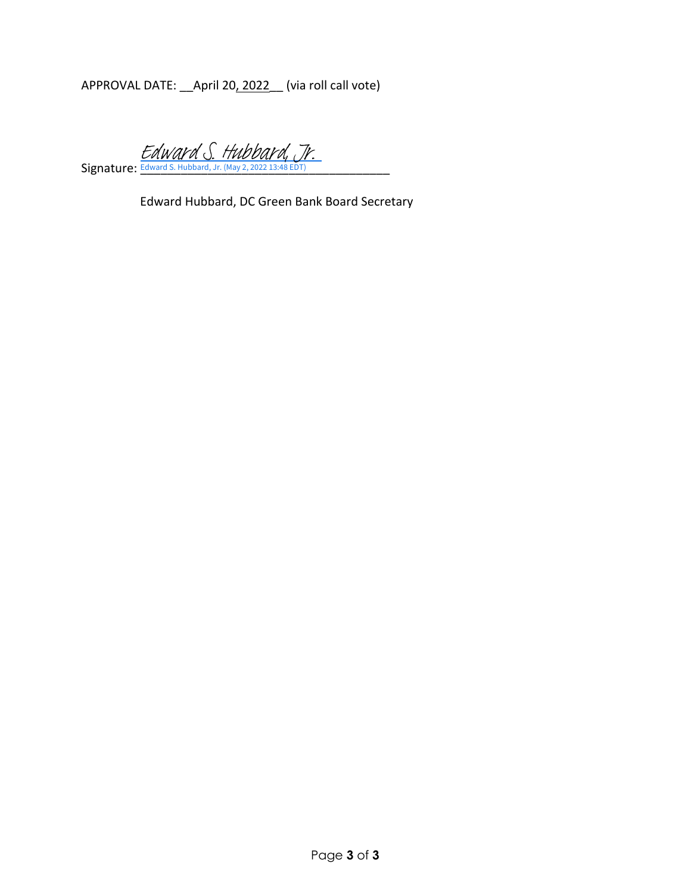APPROVAL DATE: __April 20, 2022__ (via roll call vote)

Signature: Edward S. Hubbard, Jr.
Edward S. Hubbard, Jr. (May 2, 2022 13:48 EDT)

Edward Hubbard, DC Green Bank Board Secretary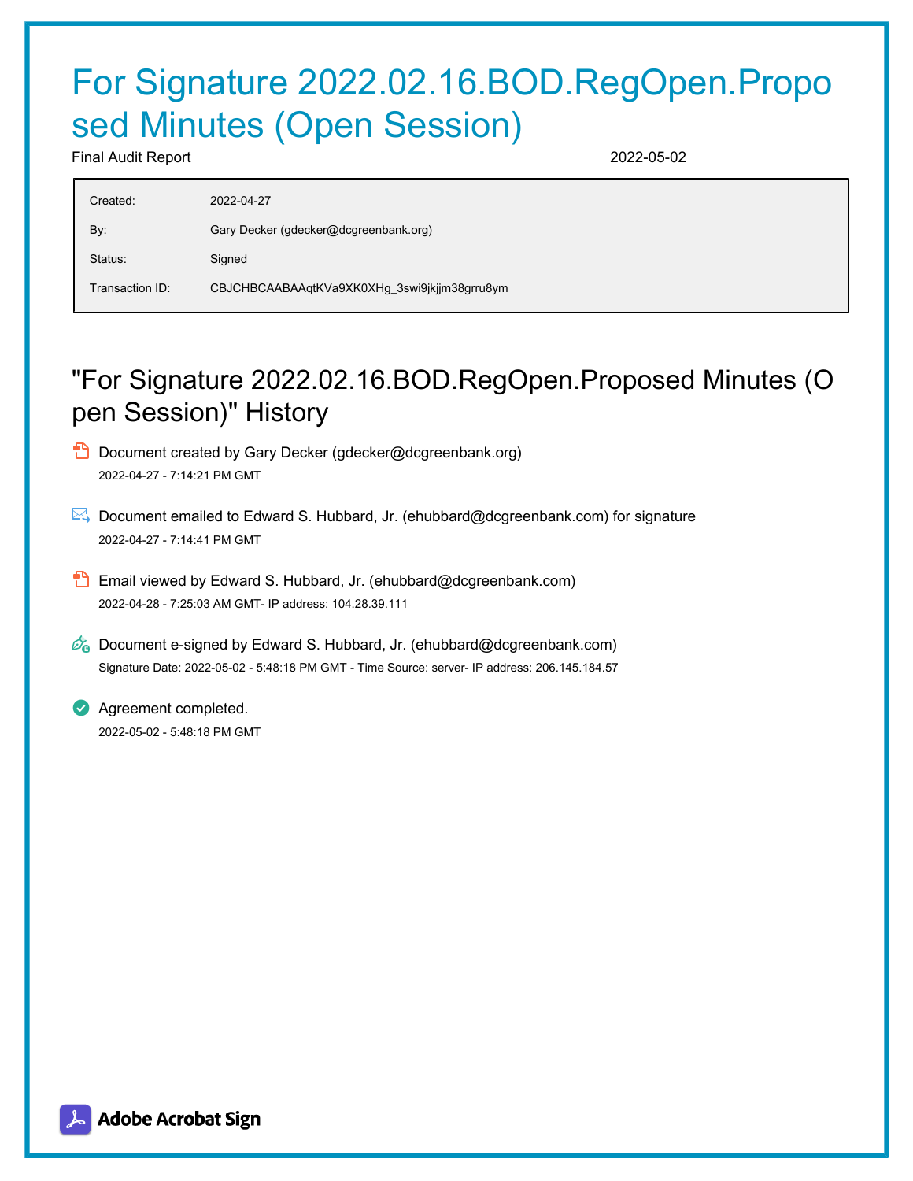# For Signature 2022.02.16.BOD.RegOpen.Proposed Minutes (Open Session)

Final Audit Report 2022-05-02

| | |
|---|---|
| Created: | 2022-04-27 |
| By: | Gary Decker (gdecker@dcgreenbank.org) |
| Status: | Signed |
| Transaction ID: | CBJCHBCAABAAqtKVa9XK0XHg_3swi9jkjjm38grru8ym |

## "For Signature 2022.02.16.BOD.RegOpen.Proposed Minutes (Open Session)" History

- Document created by Gary Decker (gdecker@dcgreenbank.org)
  2022-04-27 - 7:14:21 PM GMT

- Document emailed to Edward S. Hubbard, Jr. (ehubbard@dcgreenbank.com) for signature
  2022-04-27 - 7:14:41 PM GMT

- Email viewed by Edward S. Hubbard, Jr. (ehubbard@dcgreenbank.com)
  2022-04-28 - 7:25:03 AM GMT- IP address: 104.28.39.111

- Document e-signed by Edward S. Hubbard, Jr. (ehubbard@dcgreenbank.com)
  Signature Date: 2022-05-02 - 5:48:18 PM GMT - Time Source: server- IP address: 206.145.184.57

- Agreement completed.
  2022-05-02 - 5:48:18 PM GMT

Adobe Acrobat Sign